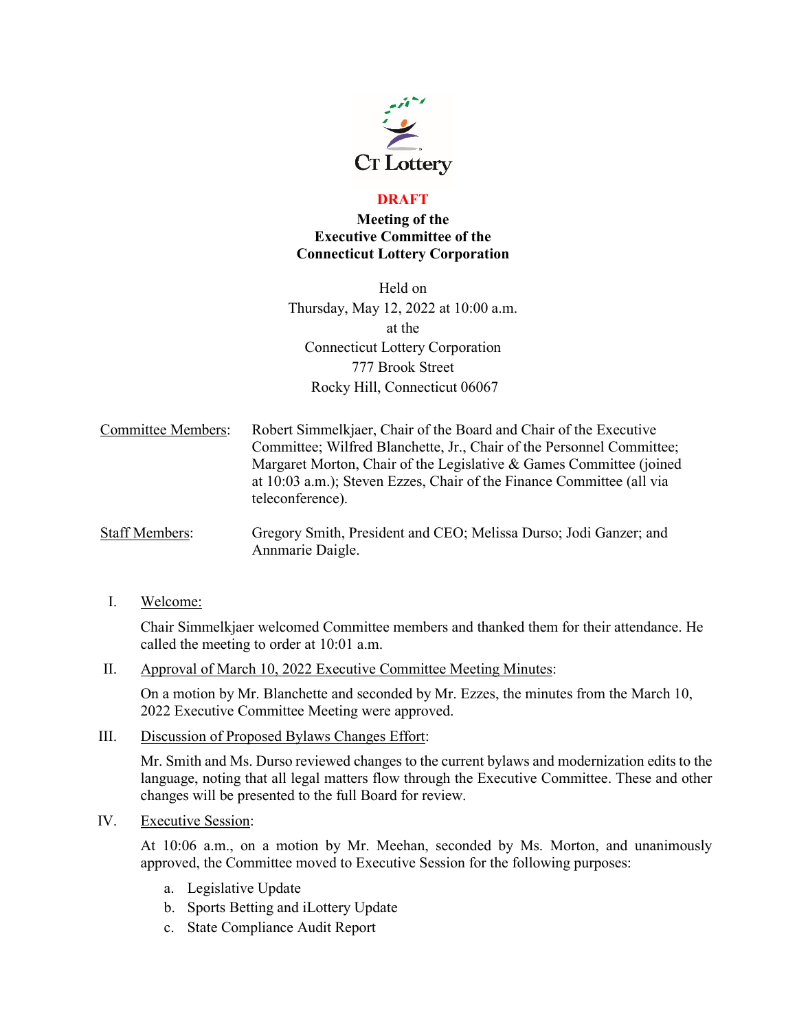**DRAFT**

# Meeting of the Executive Committee of the Connecticut Lottery Corporation

Held on
Thursday, May 12, 2022 at 10:00 a.m.
at the
Connecticut Lottery Corporation
777 Brook Street
Rocky Hill, Connecticut 06067

Committee Members: Robert Simmelkjaer, Chair of the Board and Chair of the Executive Committee; Wilfred Blanchette, Jr., Chair of the Personnel Committee; Margaret Morton, Chair of the Legislative & Games Committee (joined at 10:03 a.m.); Steven Ezzes, Chair of the Finance Committee (all via teleconference).

Staff Members: Gregory Smith, President and CEO; Melissa Durso; Jodi Ganzer; and Annmarie Daigle.

I. Welcome:

Chair Simmelkjaer welcomed Committee members and thanked them for their attendance. He called the meeting to order at 10:01 a.m.

II. Approval of March 10, 2022 Executive Committee Meeting Minutes:

On a motion by Mr. Blanchette and seconded by Mr. Ezzes, the minutes from the March 10, 2022 Executive Committee Meeting were approved.

III. Discussion of Proposed Bylaws Changes Effort:

Mr. Smith and Ms. Durso reviewed changes to the current bylaws and modernization edits to the language, noting that all legal matters flow through the Executive Committee. These and other changes will be presented to the full Board for review.

IV. Executive Session:

At 10:06 a.m., on a motion by Mr. Meehan, seconded by Ms. Morton, and unanimously approved, the Committee moved to Executive Session for the following purposes:

a. Legislative Update
b. Sports Betting and iLottery Update
c. State Compliance Audit Report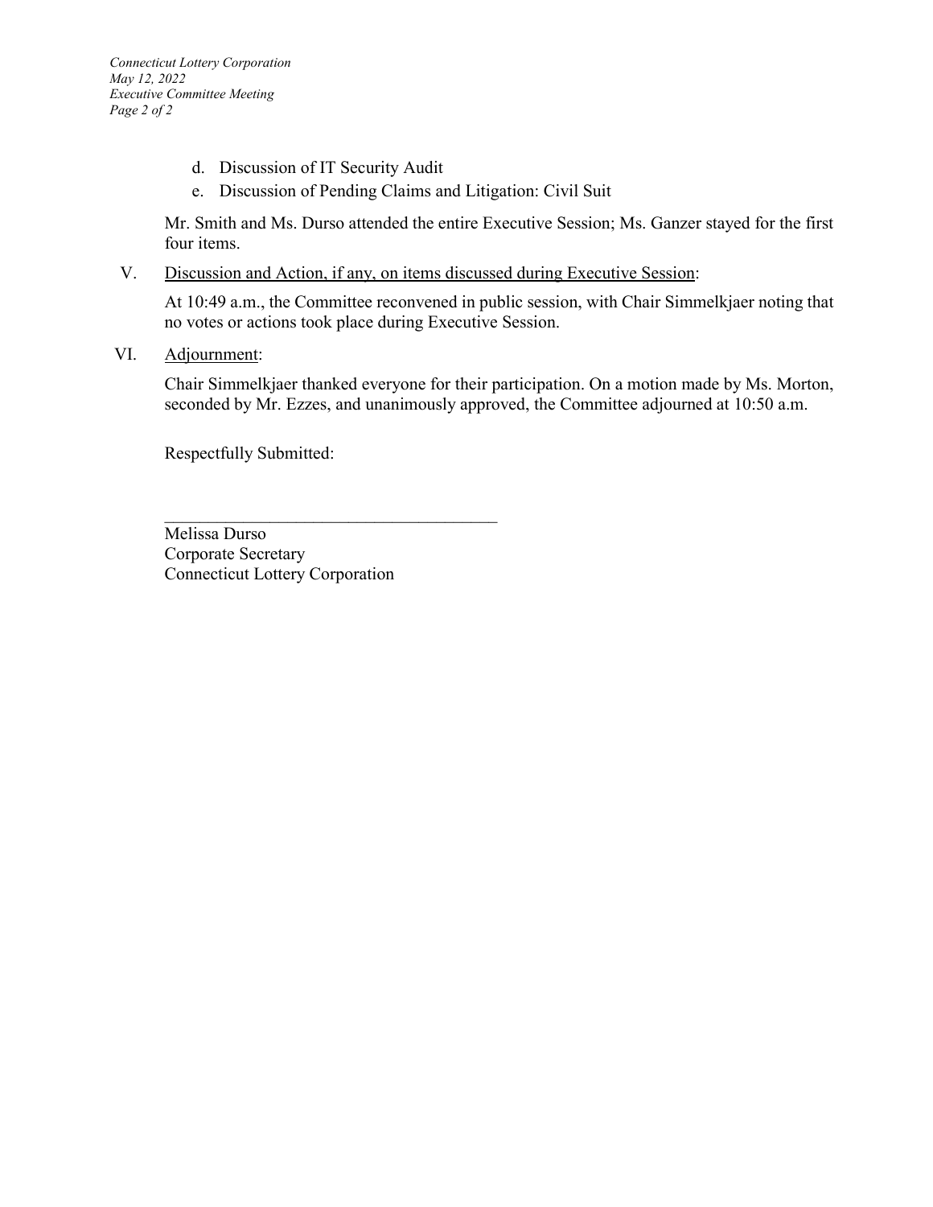d. Discussion of IT Security Audit
e. Discussion of Pending Claims and Litigation: Civil Suit

Mr. Smith and Ms. Durso attended the entire Executive Session; Ms. Ganzer stayed for the first four items.

V. Discussion and Action, if any, on items discussed during Executive Session:

At 10:49 a.m., the Committee reconvened in public session, with Chair Simmelkjaer noting that no votes or actions took place during Executive Session.

VI. Adjournment:

Chair Simmelkjaer thanked everyone for their participation. On a motion made by Ms. Morton, seconded by Mr. Ezzes, and unanimously approved, the Committee adjourned at 10:50 a.m.

Respectfully Submitted:

\_\_\_\_\_\_\_\_\_\_\_\_\_\_\_\_\_\_\_\_\_\_\_\_\_\_\_\_\_\_\_\_\_\_\_\_\_\_

Melissa Durso
Corporate Secretary
Connecticut Lottery Corporation